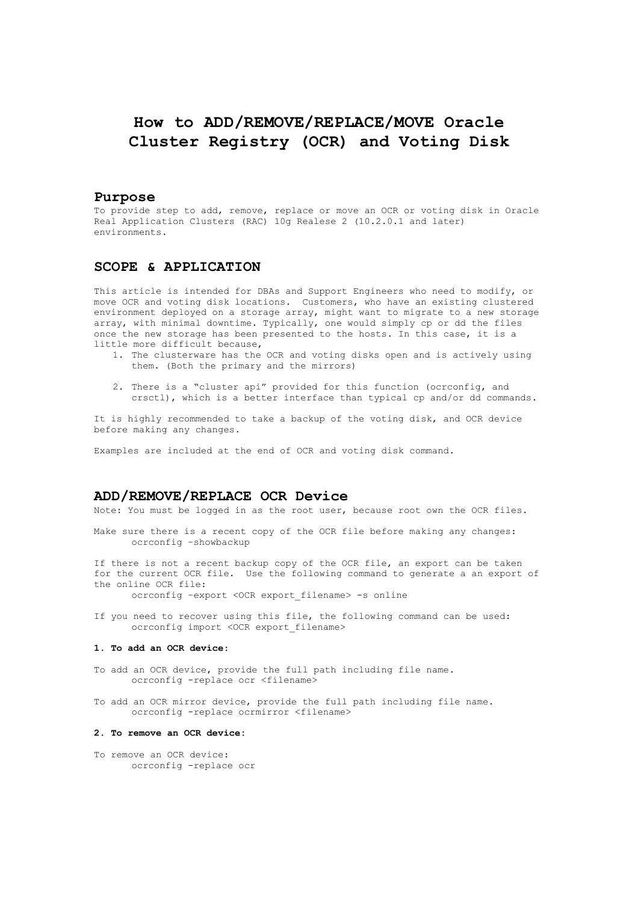# How to ADD/REMOVE/REPLACE/MOVE Oracle Cluster Registry (OCR) and Voting Disk

## Purpose

To provide step to add, remove, replace or move an OCR or voting disk in Oracle Real Application Clusters (RAC) 10g Realese 2 (10.2.0.1 and later) environments.

## SCOPE & APPLICATION

This article is intended for DBAs and Support Engineers who need to modify, or move OCR and voting disk locations. Customers, who have an existing clustered environment deployed on a storage array, might want to migrate to a new storage array, with minimal downtime. Typically, one would simply cp or dd the files once the new storage has been presented to the hosts. In this case, it is a little more difficult because,

1. The clusterware has the OCR and voting disks open and is actively using them. (Both the primary and the mirrors)
2. There is a "cluster api" provided for this function (ocrconfig, and crsctl), which is a better interface than typical cp and/or dd commands.

It is highly recommended to take a backup of the voting disk, and OCR device before making any changes.

Examples are included at the end of OCR and voting disk command.

## ADD/REMOVE/REPLACE OCR Device

Note: You must be logged in as the root user, because root own the OCR files.

Make sure there is a recent copy of the OCR file before making any changes:

```
ocrconfig –showbackup
```

If there is not a recent backup copy of the OCR file, an export can be taken for the current OCR file. Use the following command to generate a an export of the online OCR file:

```
ocrconfig –export <OCR export_filename> -s online
```

If you need to recover using this file, the following command can be used:

```
ocrconfig import <OCR export_filename>
```

**1. To add an OCR device:**

To add an OCR device, provide the full path including file name.

```
ocrconfig -replace ocr <filename>
```

To add an OCR mirror device, provide the full path including file name.

```
ocrconfig -replace ocrmirror <filename>
```

**2. To remove an OCR device:**

To remove an OCR device:

```
ocrconfig -replace ocr
```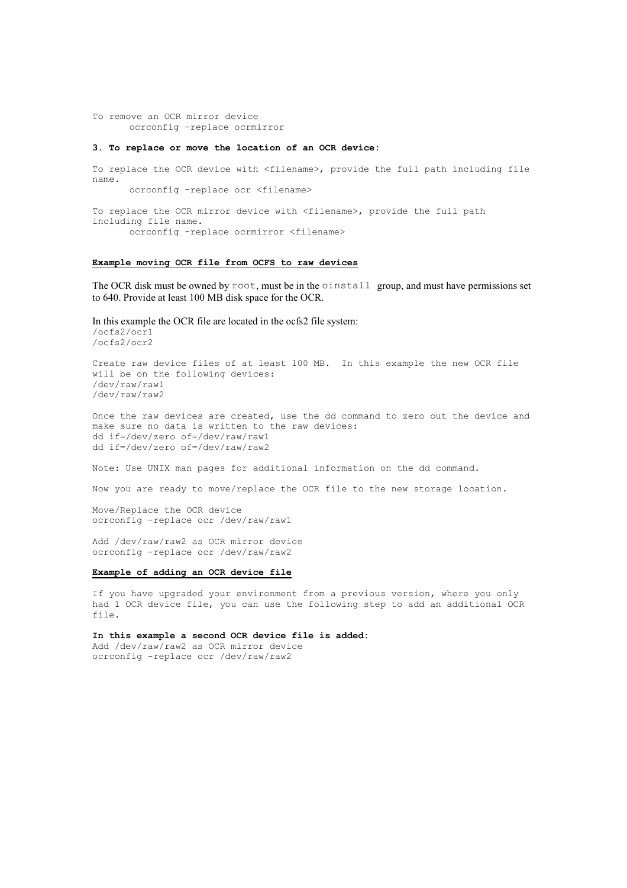To remove an OCR mirror device

```
ocrconfig -replace ocrmirror
```

**3. To replace or move the location of an OCR device:**

To replace the OCR device with <filename>, provide the full path including file name.

```
ocrconfig -replace ocr <filename>
```

To replace the OCR mirror device with <filename>, provide the full path including file name.

```
ocrconfig -replace ocrmirror <filename>
```

**Example moving OCR file from OCFS to raw devices**

The OCR disk must be owned by `root`, must be in the `oinstall` group, and must have permissions set to 640. Provide at least 100 MB disk space for the OCR.

In this example the OCR file are located in the ocfs2 file system:

```
/ocfs2/ocr1
/ocfs2/ocr2
```

Create raw device files of at least 100 MB. In this example the new OCR file will be on the following devices:

```
/dev/raw/raw1
/dev/raw/raw2
```

Once the raw devices are created, use the dd command to zero out the device and make sure no data is written to the raw devices:

```
dd if=/dev/zero of=/dev/raw/raw1
dd if=/dev/zero of=/dev/raw/raw2
```

Note: Use UNIX man pages for additional information on the dd command.

Now you are ready to move/replace the OCR file to the new storage location.

Move/Replace the OCR device

```
ocrconfig -replace ocr /dev/raw/raw1
```

Add /dev/raw/raw2 as OCR mirror device

```
ocrconfig -replace ocr /dev/raw/raw2
```

**Example of adding an OCR device file**

If you have upgraded your environment from a previous version, where you only had 1 OCR device file, you can use the following step to add an additional OCR file.

**In this example a second OCR device file is added:**

Add /dev/raw/raw2 as OCR mirror device

```
ocrconfig -replace ocr /dev/raw/raw2
```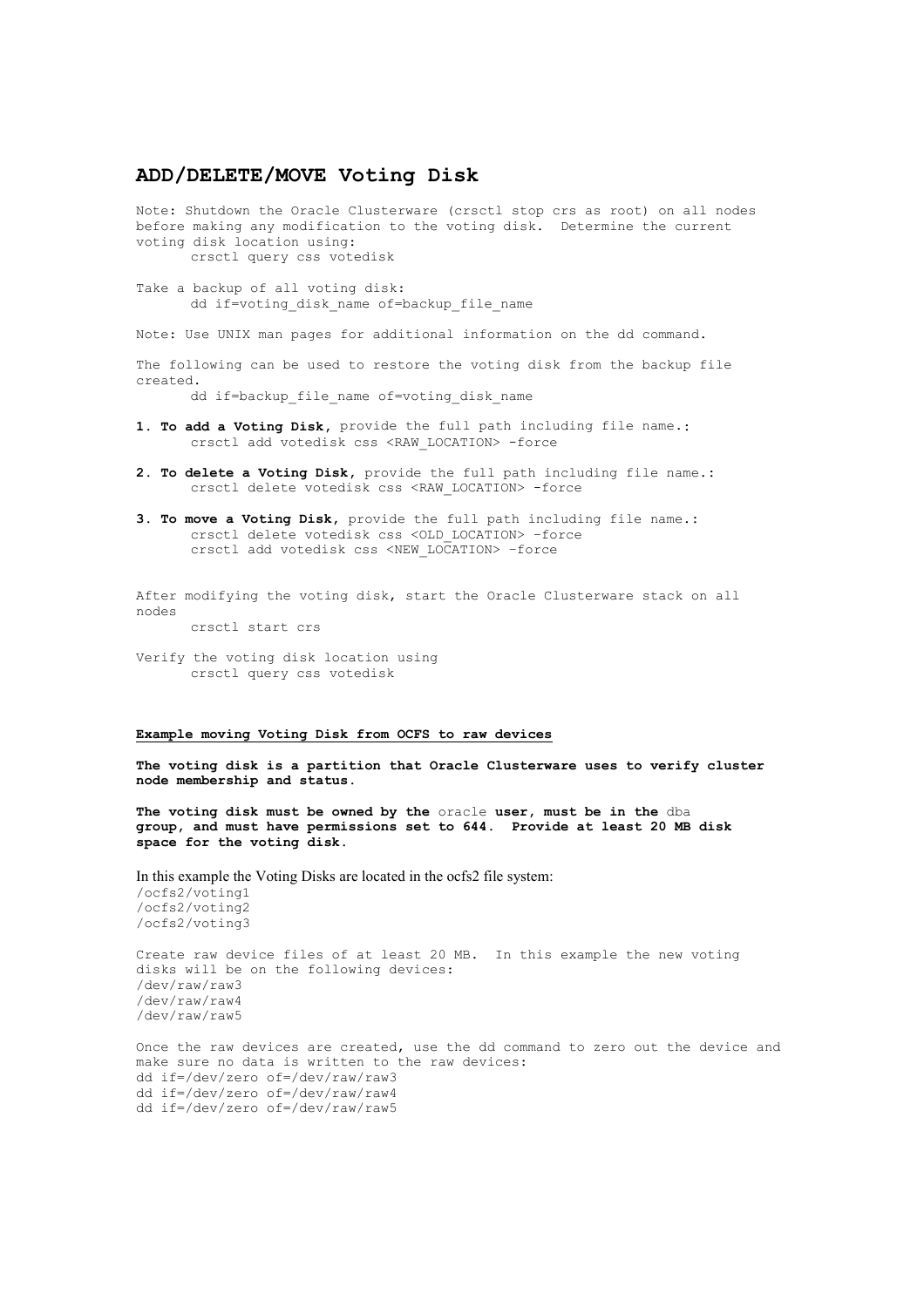## ADD/DELETE/MOVE Voting Disk

Note: Shutdown the Oracle Clusterware (crsctl stop crs as root) on all nodes before making any modification to the voting disk. Determine the current voting disk location using:

```
crsctl query css votedisk
```

Take a backup of all voting disk:

```
dd if=voting_disk_name of=backup_file_name
```

Note: Use UNIX man pages for additional information on the dd command.

The following can be used to restore the voting disk from the backup file created.

```
dd if=backup_file_name of=voting_disk_name
```

1. **To add a Voting Disk,** provide the full path including file name.:
   ```
   crsctl add votedisk css <RAW_LOCATION> -force
   ```

2. **To delete a Voting Disk,** provide the full path including file name.:
   ```
   crsctl delete votedisk css <RAW_LOCATION> -force
   ```

3. **To move a Voting Disk,** provide the full path including file name.:
   ```
   crsctl delete votedisk css <OLD_LOCATION> –force
   crsctl add votedisk css <NEW_LOCATION> –force
   ```

After modifying the voting disk, start the Oracle Clusterware stack on all nodes

```
crsctl start crs
```

Verify the voting disk location using

```
crsctl query css votedisk
```

**Example moving Voting Disk from OCFS to raw devices**

**The voting disk is a partition that Oracle Clusterware uses to verify cluster node membership and status.**

**The voting disk must be owned by the** oracle **user, must be in the** dba **group, and must have permissions set to 644. Provide at least 20 MB disk space for the voting disk.**

In this example the Voting Disks are located in the ocfs2 file system:

```
/ocfs2/voting1
/ocfs2/voting2
/ocfs2/voting3
```

Create raw device files of at least 20 MB. In this example the new voting disks will be on the following devices:

```
/dev/raw/raw3
/dev/raw/raw4
/dev/raw/raw5
```

Once the raw devices are created, use the dd command to zero out the device and make sure no data is written to the raw devices:

```
dd if=/dev/zero of=/dev/raw/raw3
dd if=/dev/zero of=/dev/raw/raw4
dd if=/dev/zero of=/dev/raw/raw5
```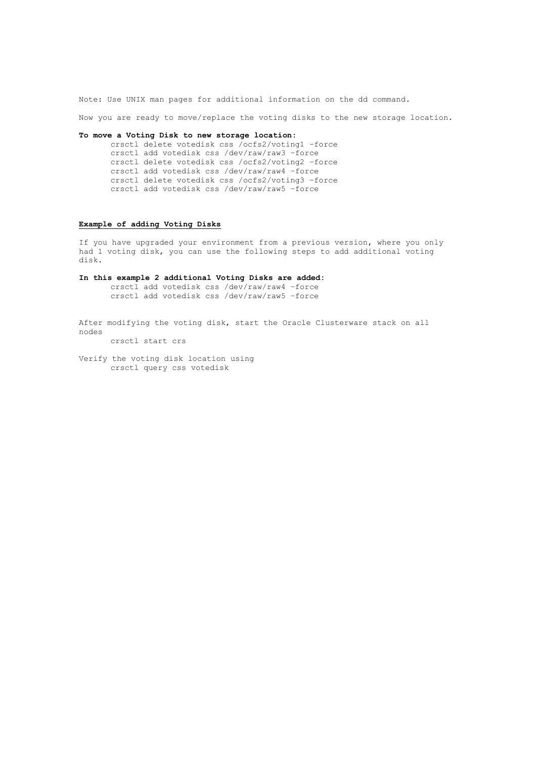Note: Use UNIX man pages for additional information on the dd command.

Now you are ready to move/replace the voting disks to the new storage location.

**To move a Voting Disk to new storage location:**

```
crsctl delete votedisk css /ocfs2/voting1 –force
crsctl add votedisk css /dev/raw/raw3 –force
crsctl delete votedisk css /ocfs2/voting2 –force
crsctl add votedisk css /dev/raw/raw4 –force
crsctl delete votedisk css /ocfs2/voting3 –force
crsctl add votedisk css /dev/raw/raw5 –force
```

**Example of adding Voting Disks**

If you have upgraded your environment from a previous version, where you only had 1 voting disk, you can use the following steps to add additional voting disk.

**In this example 2 additional Voting Disks are added:**

```
crsctl add votedisk css /dev/raw/raw4 –force
crsctl add votedisk css /dev/raw/raw5 –force
```

After modifying the voting disk, start the Oracle Clusterware stack on all nodes

```
crsctl start crs
```

Verify the voting disk location using

```
crsctl query css votedisk
```